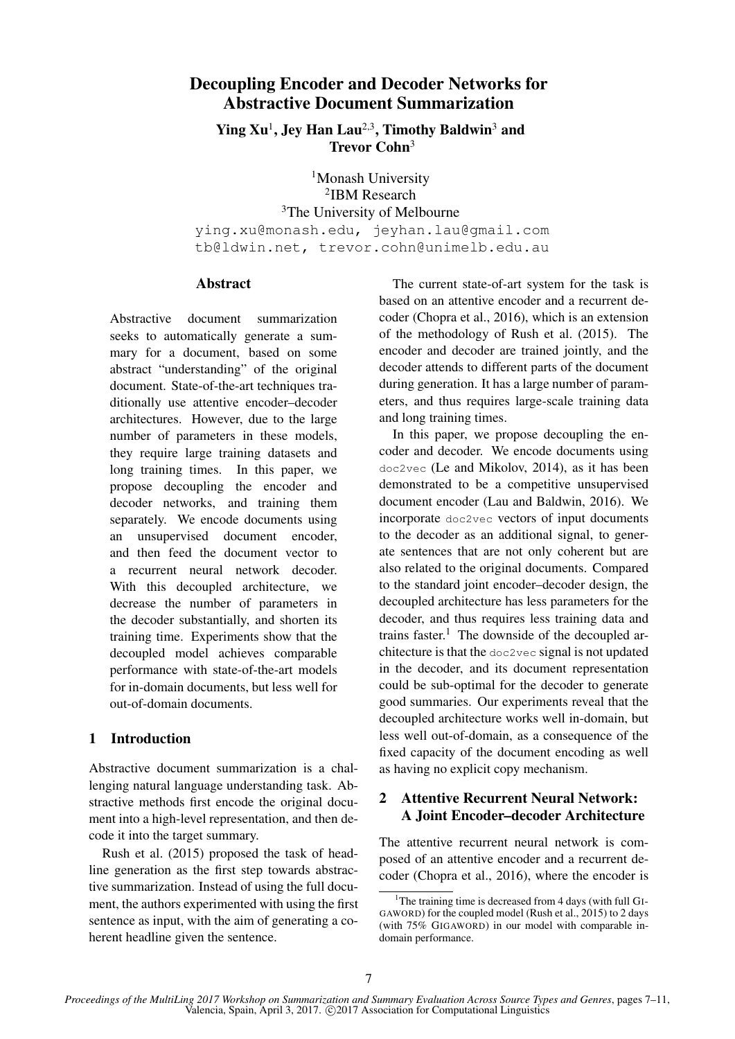# Decoupling Encoder and Decoder Networks for Abstractive Document Summarization

**Ying Xu**[1], **Jey Han Lau**[2,3], **Timothy Baldwin**[3] **and Trevor Cohn**[3]

[1]Monash University
[2]IBM Research
[3]The University of Melbourne

ying.xu@monash.edu, jeyhan.lau@gmail.com
tb@ldwin.net, trevor.cohn@unimelb.edu.au

## Abstract

Abstractive document summarization seeks to automatically generate a summary for a document, based on some abstract "understanding" of the original document. State-of-the-art techniques traditionally use attentive encoder–decoder architectures. However, due to the large number of parameters in these models, they require large training datasets and long training times. In this paper, we propose decoupling the encoder and decoder networks, and training them separately. We encode documents using an unsupervised document encoder, and then feed the document vector to a recurrent neural network decoder. With this decoupled architecture, we decrease the number of parameters in the decoder substantially, and shorten its training time. Experiments show that the decoupled model achieves comparable performance with state-of-the-art models for in-domain documents, but less well for out-of-domain documents.

## 1 Introduction

Abstractive document summarization is a challenging natural language understanding task. Abstractive methods first encode the original document into a high-level representation, and then decode it into the target summary.

Rush et al. (2015) proposed the task of headline generation as the first step towards abstractive summarization. Instead of using the full document, the authors experimented with using the first sentence as input, with the aim of generating a coherent headline given the sentence.

The current state-of-art system for the task is based on an attentive encoder and a recurrent decoder (Chopra et al., 2016), which is an extension of the methodology of Rush et al. (2015). The encoder and decoder are trained jointly, and the decoder attends to different parts of the document during generation. It has a large number of parameters, and thus requires large-scale training data and long training times.

In this paper, we propose decoupling the encoder and decoder. We encode documents using `doc2vec` (Le and Mikolov, 2014), as it has been demonstrated to be a competitive unsupervised document encoder (Lau and Baldwin, 2016). We incorporate `doc2vec` vectors of input documents to the decoder as an additional signal, to generate sentences that are not only coherent but are also related to the original documents. Compared to the standard joint encoder–decoder design, the decoupled architecture has less parameters for the decoder, and thus requires less training data and trains faster.[1] The downside of the decoupled architecture is that the `doc2vec` signal is not updated in the decoder, and its document representation could be sub-optimal for the decoder to generate good summaries. Our experiments reveal that the decoupled architecture works well in-domain, but less well out-of-domain, as a consequence of the fixed capacity of the document encoding as well as having no explicit copy mechanism.

## 2 Attentive Recurrent Neural Network: A Joint Encoder–decoder Architecture

The attentive recurrent neural network is composed of an attentive encoder and a recurrent decoder (Chopra et al., 2016), where the encoder is

[1]The training time is decreased from 4 days (with full GIGAWORD) for the coupled model (Rush et al., 2015) to 2 days (with 75% GIGAWORD) in our model with comparable in-domain performance.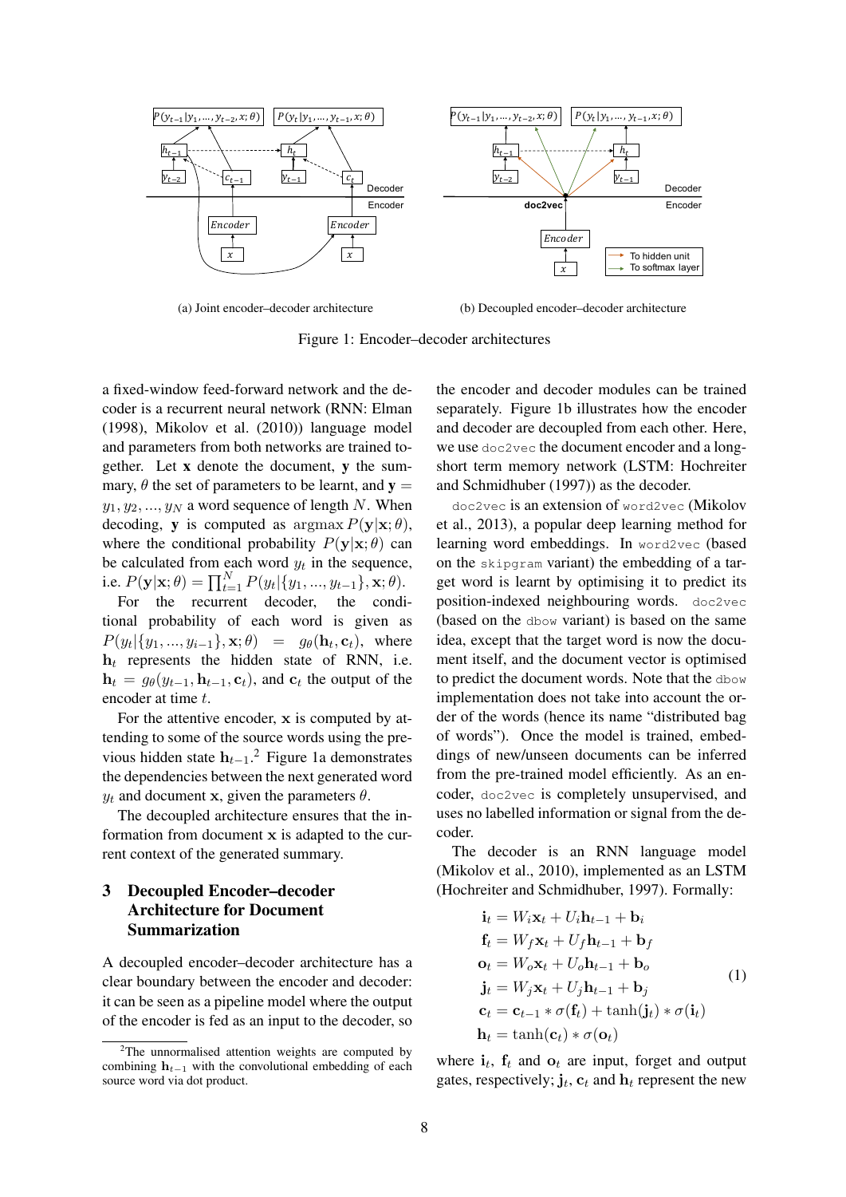Figure 1: Encoder–decoder architectures

(a) Joint encoder–decoder architecture

(b) Decoupled encoder–decoder architecture

a fixed-window feed-forward network and the decoder is a recurrent neural network (RNN: Elman (1998), Mikolov et al. (2010)) language model and parameters from both networks are trained together. Let $\mathbf{x}$ denote the document, $\mathbf{y}$ the summary, $\theta$ the set of parameters to be learnt, and $\mathbf{y} = y_1, y_2, ..., y_N$ a word sequence of length $N$. When decoding, $\mathbf{y}$ is computed as $\arg\max P(\mathbf{y}|\mathbf{x}; \theta)$, where the conditional probability $P(\mathbf{y}|\mathbf{x}; \theta)$ can be calculated from each word $y_t$ in the sequence, i.e. $P(\mathbf{y}|\mathbf{x}; \theta) = \prod_{t=1}^{N} P(y_t|\{y_1, ..., y_{t-1}\}, \mathbf{x}; \theta)$.

For the recurrent decoder, the conditional probability of each word is given as $P(y_t|\{y_1, ..., y_{i-1}\}, \mathbf{x}; \theta) = g_\theta(\mathbf{h}_t, \mathbf{c}_t)$, where $\mathbf{h}_t$ represents the hidden state of RNN, i.e. $\mathbf{h}_t = g_\theta(y_{t-1}, \mathbf{h}_{t-1}, \mathbf{c}_t)$, and $\mathbf{c}_t$ the output of the encoder at time $t$.

For the attentive encoder, $\mathbf{x}$ is computed by attending to some of the source words using the previous hidden state $\mathbf{h}_{t-1}$.[2] Figure 1a demonstrates the dependencies between the next generated word $y_t$ and document $\mathbf{x}$, given the parameters $\theta$.

The decoupled architecture ensures that the information from document $\mathbf{x}$ is adapted to the current context of the generated summary.

## 3 Decoupled Encoder–decoder Architecture for Document Summarization

A decoupled encoder–decoder architecture has a clear boundary between the encoder and decoder: it can be seen as a pipeline model where the output of the encoder is fed as an input to the decoder, so the encoder and decoder modules can be trained separately. Figure 1b illustrates how the encoder and decoder are decoupled from each other. Here, we use `doc2vec` the document encoder and a long-short term memory network (LSTM: Hochreiter and Schmidhuber (1997)) as the decoder.

`doc2vec` is an extension of `word2vec` (Mikolov et al., 2013), a popular deep learning method for learning word embeddings. In `word2vec` (based on the `skipgram` variant) the embedding of a target word is learnt by optimising it to predict its position-indexed neighbouring words. `doc2vec` (based on the `dbow` variant) is based on the same idea, except that the target word is now the document itself, and the document vector is optimised to predict the document words. Note that the `dbow` implementation does not take into account the order of the words (hence its name "distributed bag of words"). Once the model is trained, embeddings of new/unseen documents can be inferred from the pre-trained model efficiently. As an encoder, `doc2vec` is completely unsupervised, and uses no labelled information or signal from the decoder.

The decoder is an RNN language model (Mikolov et al., 2010), implemented as an LSTM (Hochreiter and Schmidhuber, 1997). Formally:

$$
\begin{aligned}
\mathbf{i}_t &= W_i \mathbf{x}_t + U_i \mathbf{h}_{t-1} + \mathbf{b}_i \\
\mathbf{f}_t &= W_f \mathbf{x}_t + U_f \mathbf{h}_{t-1} + \mathbf{b}_f \\
\mathbf{o}_t &= W_o \mathbf{x}_t + U_o \mathbf{h}_{t-1} + \mathbf{b}_o \\
\mathbf{j}_t &= W_j \mathbf{x}_t + U_j \mathbf{h}_{t-1} + \mathbf{b}_j \\
\mathbf{c}_t &= \mathbf{c}_{t-1} * \sigma(\mathbf{f}_t) + \tanh(\mathbf{j}_t) * \sigma(\mathbf{i}_t) \\
\mathbf{h}_t &= \tanh(\mathbf{c}_t) * \sigma(\mathbf{o}_t)
\end{aligned}
\tag{1}
$$

where $\mathbf{i}_t$, $\mathbf{f}_t$ and $\mathbf{o}_t$ are input, forget and output gates, respectively; $\mathbf{j}_t$, $\mathbf{c}_t$ and $\mathbf{h}_t$ represent the new

[2] The unnormalised attention weights are computed by combining $\mathbf{h}_{t-1}$ with the convolutional embedding of each source word via dot product.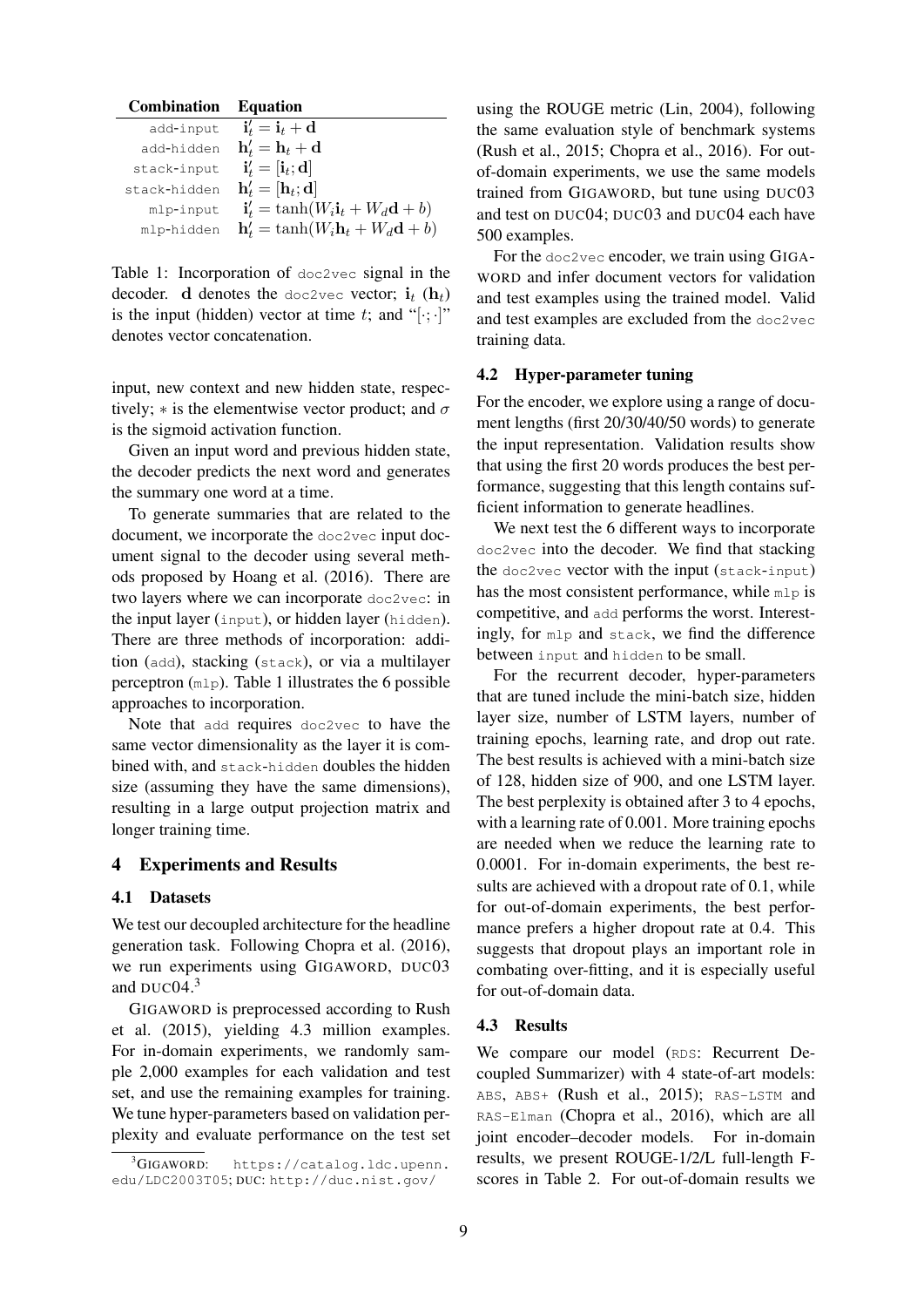| Combination | Equation |
|---|---|
| `add-input` | $\mathbf{i}'_t = \mathbf{i}_t + \mathbf{d}$ |
| `add-hidden` | $\mathbf{h}'_t = \mathbf{h}_t + \mathbf{d}$ |
| `stack-input` | $\mathbf{i}'_t = [\mathbf{i}_t; \mathbf{d}]$ |
| `stack-hidden` | $\mathbf{h}'_t = [\mathbf{h}_t; \mathbf{d}]$ |
| `mlp-input` | $\mathbf{i}'_t = \tanh(W_i \mathbf{i}_t + W_d \mathbf{d} + b)$ |
| `mlp-hidden` | $\mathbf{h}'_t = \tanh(W_i \mathbf{h}_t + W_d \mathbf{d} + b)$ |

Table 1: Incorporation of `doc2vec` signal in the decoder. $\mathbf{d}$ denotes the `doc2vec` vector; $\mathbf{i}_t$ ($\mathbf{h}_t$) is the input (hidden) vector at time $t$; and "$[\cdot;\cdot]$" denotes vector concatenation.

input, new context and new hidden state, respectively; $*$ is the elementwise vector product; and $\sigma$ is the sigmoid activation function.

Given an input word and previous hidden state, the decoder predicts the next word and generates the summary one word at a time.

To generate summaries that are related to the document, we incorporate the `doc2vec` input document signal to the decoder using several methods proposed by Hoang et al. (2016). There are two layers where we can incorporate `doc2vec`: in the input layer (`input`), or hidden layer (`hidden`). There are three methods of incorporation: addition (`add`), stacking (`stack`), or via a multilayer perceptron (`mlp`). Table 1 illustrates the 6 possible approaches to incorporation.

Note that `add` requires `doc2vec` to have the same vector dimensionality as the layer it is combined with, and `stack-hidden` doubles the hidden size (assuming they have the same dimensions), resulting in a large output projection matrix and longer training time.

## 4 Experiments and Results

### 4.1 Datasets

We test our decoupled architecture for the headline generation task. Following Chopra et al. (2016), we run experiments using GIGAWORD, DUC03 and DUC04.[3]

GIGAWORD is preprocessed according to Rush et al. (2015), yielding 4.3 million examples. For in-domain experiments, we randomly sample 2,000 examples for each validation and test set, and use the remaining examples for training. We tune hyper-parameters based on validation perplexity and evaluate performance on the test set using the ROUGE metric (Lin, 2004), following the same evaluation style of benchmark systems (Rush et al., 2015; Chopra et al., 2016). For out-of-domain experiments, we use the same models trained from GIGAWORD, but tune using DUC03 and test on DUC04; DUC03 and DUC04 each have 500 examples.

For the `doc2vec` encoder, we train using GIGAWORD and infer document vectors for validation and test examples using the trained model. Valid and test examples are excluded from the `doc2vec` training data.

### 4.2 Hyper-parameter tuning

For the encoder, we explore using a range of document lengths (first 20/30/40/50 words) to generate the input representation. Validation results show that using the first 20 words produces the best performance, suggesting that this length contains sufficient information to generate headlines.

We next test the 6 different ways to incorporate `doc2vec` into the decoder. We find that stacking the `doc2vec` vector with the input (`stack-input`) has the most consistent performance, while `mlp` is competitive, and `add` performs the worst. Interestingly, for `mlp` and `stack`, we find the difference between `input` and `hidden` to be small.

For the recurrent decoder, hyper-parameters that are tuned include the mini-batch size, hidden layer size, number of LSTM layers, number of training epochs, learning rate, and drop out rate. The best results is achieved with a mini-batch size of 128, hidden size of 900, and one LSTM layer. The best perplexity is obtained after 3 to 4 epochs, with a learning rate of 0.001. More training epochs are needed when we reduce the learning rate to 0.0001. For in-domain experiments, the best results are achieved with a dropout rate of 0.1, while for out-of-domain experiments, the best performance prefers a higher dropout rate at 0.4. This suggests that dropout plays an important role in combating over-fitting, and it is especially useful for out-of-domain data.

### 4.3 Results

We compare our model (`RDS`: Recurrent Decoupled Summarizer) with 4 state-of-art models: `ABS`, `ABS+` (Rush et al., 2015); `RAS-LSTM` and `RAS-Elman` (Chopra et al., 2016), which are all joint encoder–decoder models. For in-domain results, we present ROUGE-1/2/L full-length F-scores in Table 2. For out-of-domain results we

[3] GIGAWORD: https://catalog.ldc.upenn.edu/LDC2003T05; DUC: http://duc.nist.gov/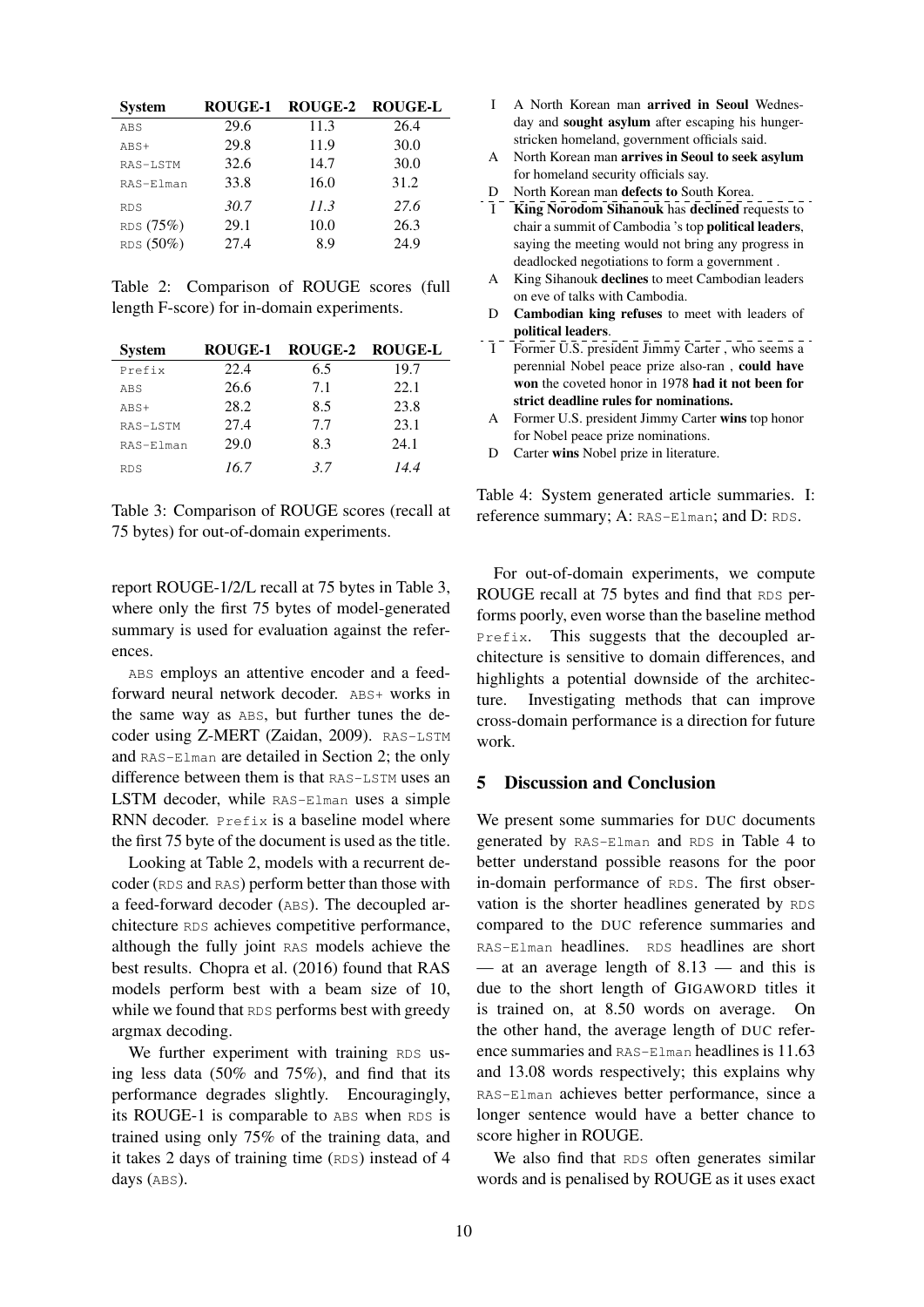| System | ROUGE-1 | ROUGE-2 | ROUGE-L |
|---|---|---|---|
| ABS | 29.6 | 11.3 | 26.4 |
| ABS+ | 29.8 | 11.9 | 30.0 |
| RAS-LSTM | 32.6 | 14.7 | 30.0 |
| RAS-Elman | 33.8 | 16.0 | 31.2 |
| RDS | *30.7* | *11.3* | *27.6* |
| RDS (75%) | 29.1 | 10.0 | 26.3 |
| RDS (50%) | 27.4 | 8.9 | 24.9 |

Table 2: Comparison of ROUGE scores (full length F-score) for in-domain experiments.

| System | ROUGE-1 | ROUGE-2 | ROUGE-L |
|---|---|---|---|
| Prefix | 22.4 | 6.5 | 19.7 |
| ABS | 26.6 | 7.1 | 22.1 |
| ABS+ | 28.2 | 8.5 | 23.8 |
| RAS-LSTM | 27.4 | 7.7 | 23.1 |
| RAS-Elman | 29.0 | 8.3 | 24.1 |
| RDS | *16.7* | *3.7* | *14.4* |

Table 3: Comparison of ROUGE scores (recall at 75 bytes) for out-of-domain experiments.

report ROUGE-1/2/L recall at 75 bytes in Table 3, where only the first 75 bytes of model-generated summary is used for evaluation against the references.

ABS employs an attentive encoder and a feed-forward neural network decoder. ABS+ works in the same way as ABS, but further tunes the decoder using Z-MERT (Zaidan, 2009). RAS-LSTM and RAS-Elman are detailed in Section 2; the only difference between them is that RAS-LSTM uses an LSTM decoder, while RAS-Elman uses a simple RNN decoder. Prefix is a baseline model where the first 75 byte of the document is used as the title.

Looking at Table 2, models with a recurrent decoder (RDS and RAS) perform better than those with a feed-forward decoder (ABS). The decoupled architecture RDS achieves competitive performance, although the fully joint RAS models achieve the best results. Chopra et al. (2016) found that RAS models perform best with a beam size of 10, while we found that RDS performs best with greedy argmax decoding.

We further experiment with training RDS using less data (50% and 75%), and find that its performance degrades slightly. Encouragingly, its ROUGE-1 is comparable to ABS when RDS is trained using only 75% of the training data, and it takes 2 days of training time (RDS) instead of 4 days (ABS).

| | |
|---|---|
| I | A North Korean man **arrived in Seoul** Wednesday and **sought asylum** after escaping his hunger-stricken homeland, government officials said. |
| A | North Korean man **arrives in Seoul to seek asylum** for homeland security officials say. |
| D | North Korean man **defects to** South Korea. |
| I | **King Norodom Sihanouk** has **declined** requests to chair a summit of Cambodia 's top **political leaders**, saying the meeting would not bring any progress in deadlocked negotiations to form a government . |
| A | King Sihanouk **declines** to meet Cambodian leaders on eve of talks with Cambodia. |
| D | **Cambodian king refuses** to meet with leaders of **political leaders**. |
| I | Former U.S. president Jimmy Carter , who seems a perennial Nobel peace prize also-ran , **could have won** the coveted honor in 1978 **had it not been for strict deadline rules for nominations.** |
| A | Former U.S. president Jimmy Carter **wins** top honor for Nobel peace prize nominations. |
| D | Carter **wins** Nobel prize in literature. |

Table 4: System generated article summaries. I: reference summary; A: RAS-Elman; and D: RDS.

For out-of-domain experiments, we compute ROUGE recall at 75 bytes and find that RDS performs poorly, even worse than the baseline method Prefix. This suggests that the decoupled architecture is sensitive to domain differences, and highlights a potential downside of the architecture. Investigating methods that can improve cross-domain performance is a direction for future work.

## 5 Discussion and Conclusion

We present some summaries for DUC documents generated by RAS-Elman and RDS in Table 4 to better understand possible reasons for the poor in-domain performance of RDS. The first observation is the shorter headlines generated by RDS compared to the DUC reference summaries and RAS-Elman headlines. RDS headlines are short — at an average length of 8.13 — and this is due to the short length of GIGAWORD titles it is trained on, at 8.50 words on average. On the other hand, the average length of DUC reference summaries and RAS-Elman headlines is 11.63 and 13.08 words respectively; this explains why RAS-Elman achieves better performance, since a longer sentence would have a better chance to score higher in ROUGE.

We also find that RDS often generates similar words and is penalised by ROUGE as it uses exact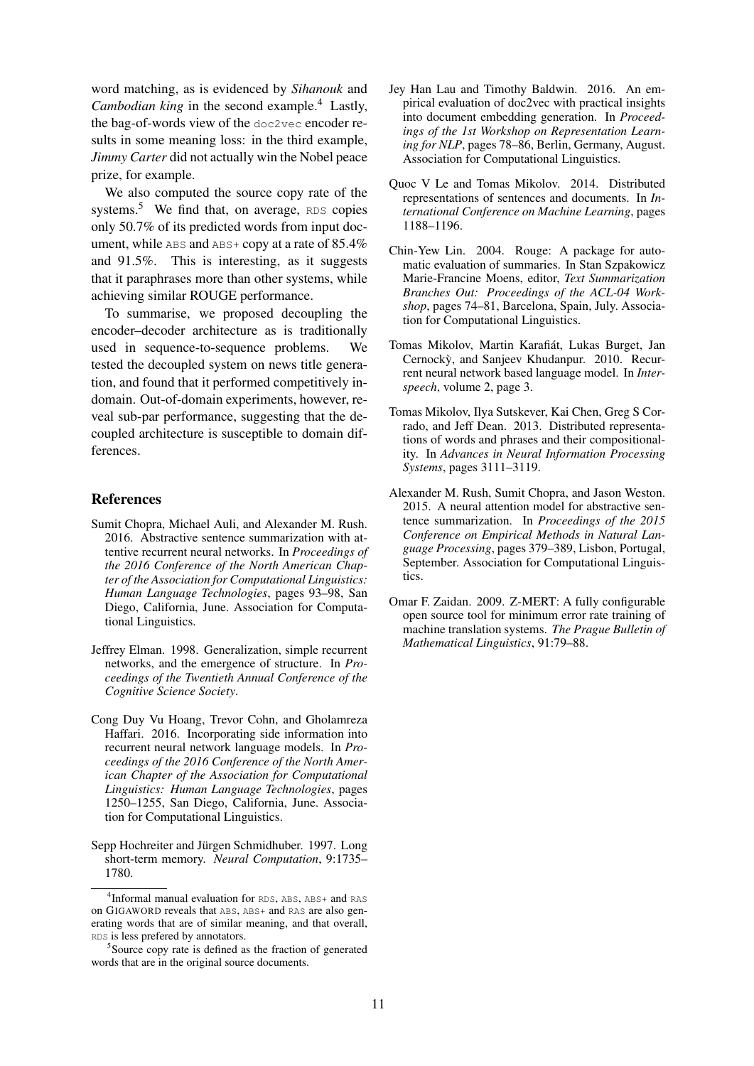word matching, as is evidenced by *Sihanouk* and *Cambodian king* in the second example.[4] Lastly, the bag-of-words view of the `doc2vec` encoder results in some meaning loss: in the third example, *Jimmy Carter* did not actually win the Nobel peace prize, for example.

We also computed the source copy rate of the systems.[5] We find that, on average, RDS copies only 50.7% of its predicted words from input document, while ABS and ABS+ copy at a rate of 85.4% and 91.5%. This is interesting, as it suggests that it paraphrases more than other systems, while achieving similar ROUGE performance.

To summarise, we proposed decoupling the encoder–decoder architecture as is traditionally used in sequence-to-sequence problems. We tested the decoupled system on news title generation, and found that it performed competitively in-domain. Out-of-domain experiments, however, reveal sub-par performance, suggesting that the decoupled architecture is susceptible to domain differences.

## References

Sumit Chopra, Michael Auli, and Alexander M. Rush. 2016. Abstractive sentence summarization with attentive recurrent neural networks. In *Proceedings of the 2016 Conference of the North American Chapter of the Association for Computational Linguistics: Human Language Technologies*, pages 93–98, San Diego, California, June. Association for Computational Linguistics.

Jeffrey Elman. 1998. Generalization, simple recurrent networks, and the emergence of structure. In *Proceedings of the Twentieth Annual Conference of the Cognitive Science Society*.

Cong Duy Vu Hoang, Trevor Cohn, and Gholamreza Haffari. 2016. Incorporating side information into recurrent neural network language models. In *Proceedings of the 2016 Conference of the North American Chapter of the Association for Computational Linguistics: Human Language Technologies*, pages 1250–1255, San Diego, California, June. Association for Computational Linguistics.

Sepp Hochreiter and Jürgen Schmidhuber. 1997. Long short-term memory. *Neural Computation*, 9:1735–1780.

Jey Han Lau and Timothy Baldwin. 2016. An empirical evaluation of doc2vec with practical insights into document embedding generation. In *Proceedings of the 1st Workshop on Representation Learning for NLP*, pages 78–86, Berlin, Germany, August. Association for Computational Linguistics.

Quoc V Le and Tomas Mikolov. 2014. Distributed representations of sentences and documents. In *International Conference on Machine Learning*, pages 1188–1196.

Chin-Yew Lin. 2004. Rouge: A package for automatic evaluation of summaries. In Stan Szpakowicz Marie-Francine Moens, editor, *Text Summarization Branches Out: Proceedings of the ACL-04 Workshop*, pages 74–81, Barcelona, Spain, July. Association for Computational Linguistics.

Tomas Mikolov, Martin Karafiát, Lukas Burget, Jan Cernockỳ, and Sanjeev Khudanpur. 2010. Recurrent neural network based language model. In *Interspeech*, volume 2, page 3.

Tomas Mikolov, Ilya Sutskever, Kai Chen, Greg S Corrado, and Jeff Dean. 2013. Distributed representations of words and phrases and their compositionality. In *Advances in Neural Information Processing Systems*, pages 3111–3119.

Alexander M. Rush, Sumit Chopra, and Jason Weston. 2015. A neural attention model for abstractive sentence summarization. In *Proceedings of the 2015 Conference on Empirical Methods in Natural Language Processing*, pages 379–389, Lisbon, Portugal, September. Association for Computational Linguistics.

Omar F. Zaidan. 2009. Z-MERT: A fully configurable open source tool for minimum error rate training of machine translation systems. *The Prague Bulletin of Mathematical Linguistics*, 91:79–88.

---

[4] Informal manual evaluation for RDS, ABS, ABS+ and RAS on GIGAWORD reveals that ABS, ABS+ and RAS are also generating words that are of similar meaning, and that overall, RDS is less prefered by annotators.

[5] Source copy rate is defined as the fraction of generated words that are in the original source documents.